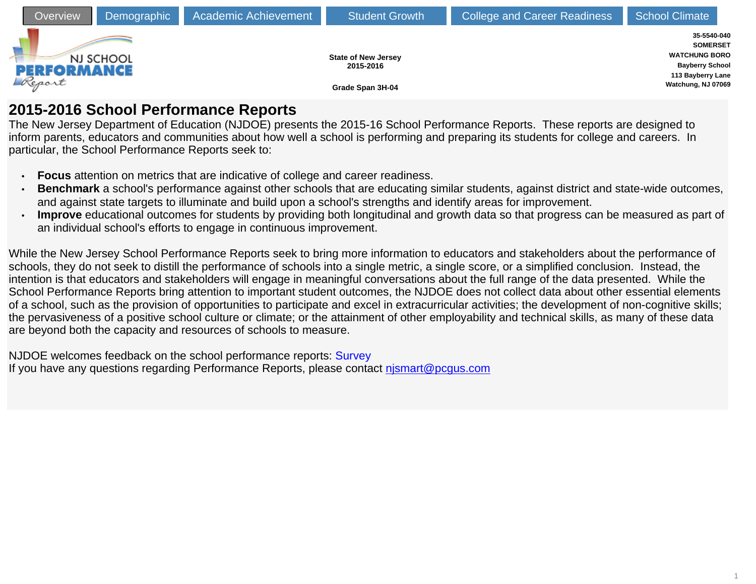Overview | Demographic | Academic Achievement | Student Growth | College and Career Readiness | School Climate

NJ SCHOOL PERFORMANCE Report

State of New Jersey
2015-2016

Grade Span 3H-04

35-5540-040
SOMERSET
WATCHUNG BORO
Bayberry School
113 Bayberry Lane
Watchung, NJ 07069

# 2015-2016 School Performance Reports

The New Jersey Department of Education (NJDOE) presents the 2015-16 School Performance Reports. These reports are designed to inform parents, educators and communities about how well a school is performing and preparing its students for college and careers. In particular, the School Performance Reports seek to:

- **Focus** attention on metrics that are indicative of college and career readiness.
- **Benchmark** a school's performance against other schools that are educating similar students, against district and state-wide outcomes, and against state targets to illuminate and build upon a school's strengths and identify areas for improvement.
- **Improve** educational outcomes for students by providing both longitudinal and growth data so that progress can be measured as part of an individual school's efforts to engage in continuous improvement.

While the New Jersey School Performance Reports seek to bring more information to educators and stakeholders about the performance of schools, they do not seek to distill the performance of schools into a single metric, a single score, or a simplified conclusion. Instead, the intention is that educators and stakeholders will engage in meaningful conversations about the full range of the data presented. While the School Performance Reports bring attention to important student outcomes, the NJDOE does not collect data about other essential elements of a school, such as the provision of opportunities to participate and excel in extracurricular activities; the development of non-cognitive skills; the pervasiveness of a positive school culture or climate; or the attainment of other employability and technical skills, as many of these data are beyond both the capacity and resources of schools to measure.

NJDOE welcomes feedback on the school performance reports: Survey
If you have any questions regarding Performance Reports, please contact njsmart@pcgus.com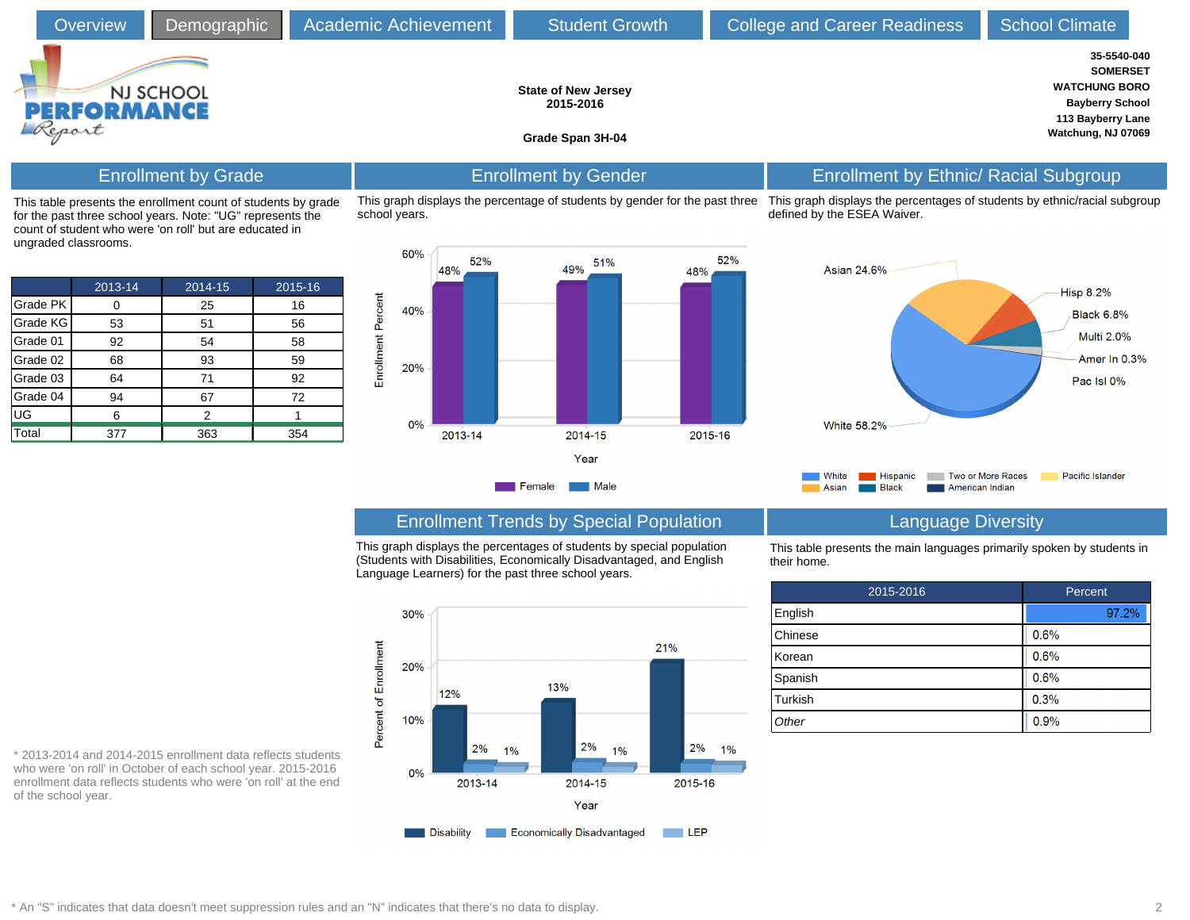Overview | Demographic | Academic Achievement | Student Growth | College and Career Readiness | School Climate

NJ SCHOOL PERFORMANCE Report

**State of New Jersey**
**2015-2016**

**Grade Span 3H-04**

**35-5540-040**
**SOMERSET**
**WATCHUNG BORO**
**Bayberry School**
**113 Bayberry Lane**
**Watchung, NJ 07069**

## Enrollment by Grade

This table presents the enrollment count of students by grade for the past three school years. Note: "UG" represents the count of student who were 'on roll' but are educated in ungraded classrooms.

| | 2013-14 | 2014-15 | 2015-16 |
|---|---|---|---|
| Grade PK | 0 | 25 | 16 |
| Grade KG | 53 | 51 | 56 |
| Grade 01 | 92 | 54 | 58 |
| Grade 02 | 68 | 93 | 59 |
| Grade 03 | 64 | 71 | 92 |
| Grade 04 | 94 | 67 | 72 |
| UG | 6 | 2 | 1 |
| Total | 377 | 363 | 354 |

\* 2013-2014 and 2014-2015 enrollment data reflects students who were 'on roll' in October of each school year. 2015-2016 enrollment data reflects students who were 'on roll' at the end of the school year.

## Enrollment by Gender

This graph displays the percentage of students by gender for the past three school years.

| Year | Female | Male |
|---|---|---|
| 2013-14 | 48% | 52% |
| 2014-15 | 49% | 51% |
| 2015-16 | 48% | 52% |

## Enrollment by Ethnic/ Racial Subgroup

This graph displays the percentages of students by ethnic/racial subgroup defined by the ESEA Waiver.

| Subgroup | Percent |
|---|---|
| White | 58.2% |
| Asian | 24.6% |
| Hisp | 8.2% |
| Black | 6.8% |
| Multi | 2.0% |
| Amer In | 0.3% |
| Pac Isl | 0% |

## Enrollment Trends by Special Population

This graph displays the percentages of students by special population (Students with Disabilities, Economically Disadvantaged, and English Language Learners) for the past three school years.

| Year | Disability | Economically Disadvantaged | LEP |
|---|---|---|---|
| 2013-14 | 12% | 2% | 1% |
| 2014-15 | 13% | 2% | 1% |
| 2015-16 | 21% | 2% | 1% |

## Language Diversity

This table presents the main languages primarily spoken by students in their home.

| 2015-2016 | Percent |
|---|---|
| English | 97.2% |
| Chinese | 0.6% |
| Korean | 0.6% |
| Spanish | 0.6% |
| Turkish | 0.3% |
| *Other* | 0.9% |

\* An "S" indicates that data doesn't meet suppression rules and an "N" indicates that there's no data to display.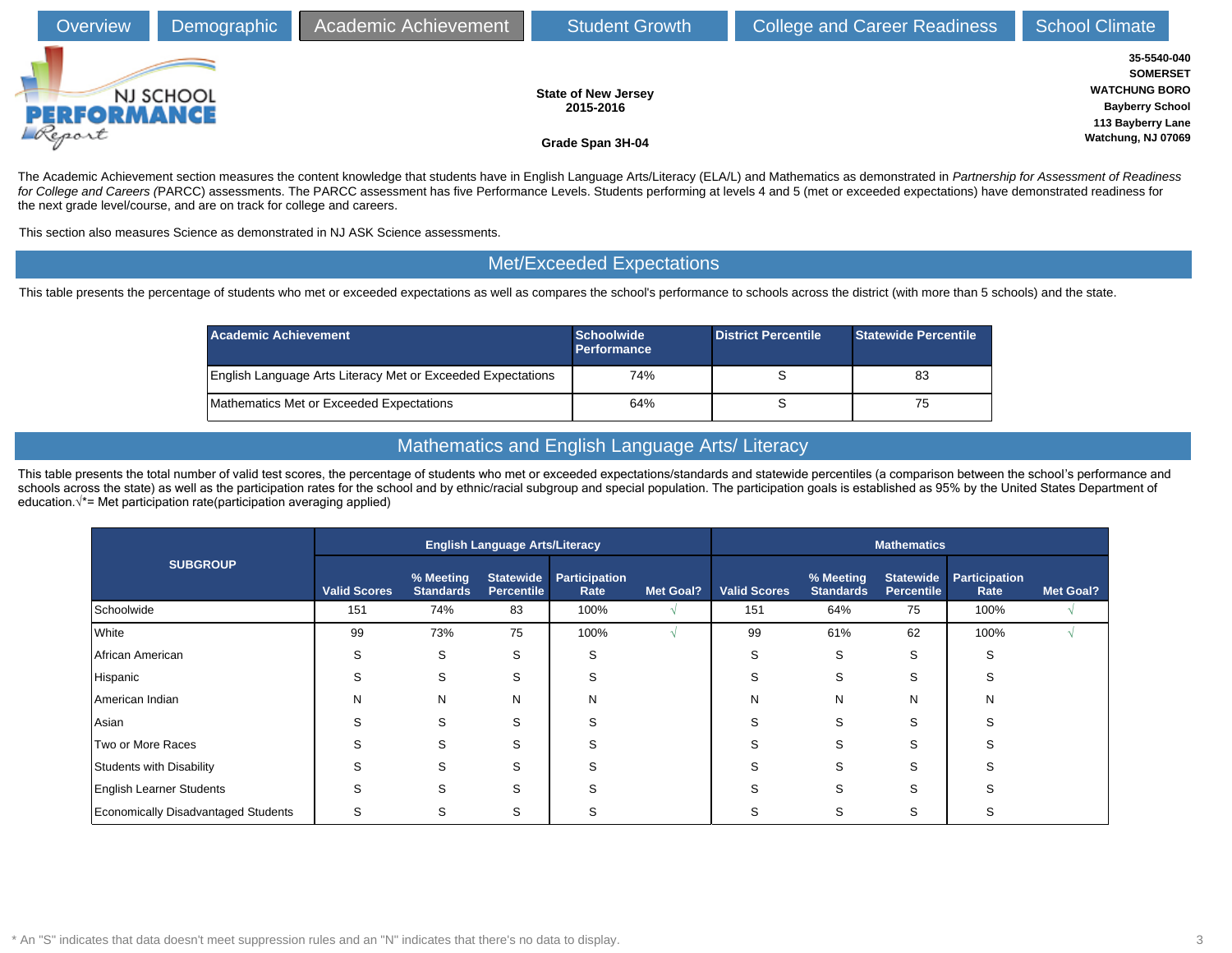Overview | Demographic | Academic Achievement | Student Growth | College and Career Readiness | School Climate

**NJ SCHOOL PERFORMANCE Report**

**State of New Jersey**
**2015-2016**

**Grade Span 3H-04**

**35-5540-040**
**SOMERSET**
**WATCHUNG BORO**
**Bayberry School**
**113 Bayberry Lane**
**Watchung, NJ 07069**

The Academic Achievement section measures the content knowledge that students have in English Language Arts/Literacy (ELA/L) and Mathematics as demonstrated in *Partnership for Assessment of Readiness for College and Careers (*PARCC) assessments. The PARCC assessment has five Performance Levels. Students performing at levels 4 and 5 (met or exceeded expectations) have demonstrated readiness for the next grade level/course, and are on track for college and careers.

This section also measures Science as demonstrated in NJ ASK Science assessments.

## Met/Exceeded Expectations

This table presents the percentage of students who met or exceeded expectations as well as compares the school's performance to schools across the district (with more than 5 schools) and the state.

| Academic Achievement | Schoolwide Performance | District Percentile | Statewide Percentile |
|---|---|---|---|
| English Language Arts Literacy Met or Exceeded Expectations | 74% | S | 83 |
| Mathematics Met or Exceeded Expectations | 64% | S | 75 |

## Mathematics and English Language Arts/ Literacy

This table presents the total number of valid test scores, the percentage of students who met or exceeded expectations/standards and statewide percentiles (a comparison between the school's performance and schools across the state) as well as the participation rates for the school and by ethnic/racial subgroup and special population. The participation goals is established as 95% by the United States Department of education.√*= Met participation rate(participation averaging applied)

| SUBGROUP | English Language Arts/Literacy | | | | | Mathematics | | | | |
|---|---|---|---|---|---|---|---|---|---|---|
| | Valid Scores | % Meeting Standards | Statewide Percentile | Participation Rate | Met Goal? | Valid Scores | % Meeting Standards | Statewide Percentile | Participation Rate | Met Goal? |
| Schoolwide | 151 | 74% | 83 | 100% | √ | 151 | 64% | 75 | 100% | √ |
| White | 99 | 73% | 75 | 100% | √ | 99 | 61% | 62 | 100% | √ |
| African American | S | S | S | S | | S | S | S | S | |
| Hispanic | S | S | S | S | | S | S | S | S | |
| American Indian | N | N | N | N | | N | N | N | N | |
| Asian | S | S | S | S | | S | S | S | S | |
| Two or More Races | S | S | S | S | | S | S | S | S | |
| Students with Disability | S | S | S | S | | S | S | S | S | |
| English Learner Students | S | S | S | S | | S | S | S | S | |
| Economically Disadvantaged Students | S | S | S | S | | S | S | S | S | |

* An "S" indicates that data doesn't meet suppression rules and an "N" indicates that there's no data to display.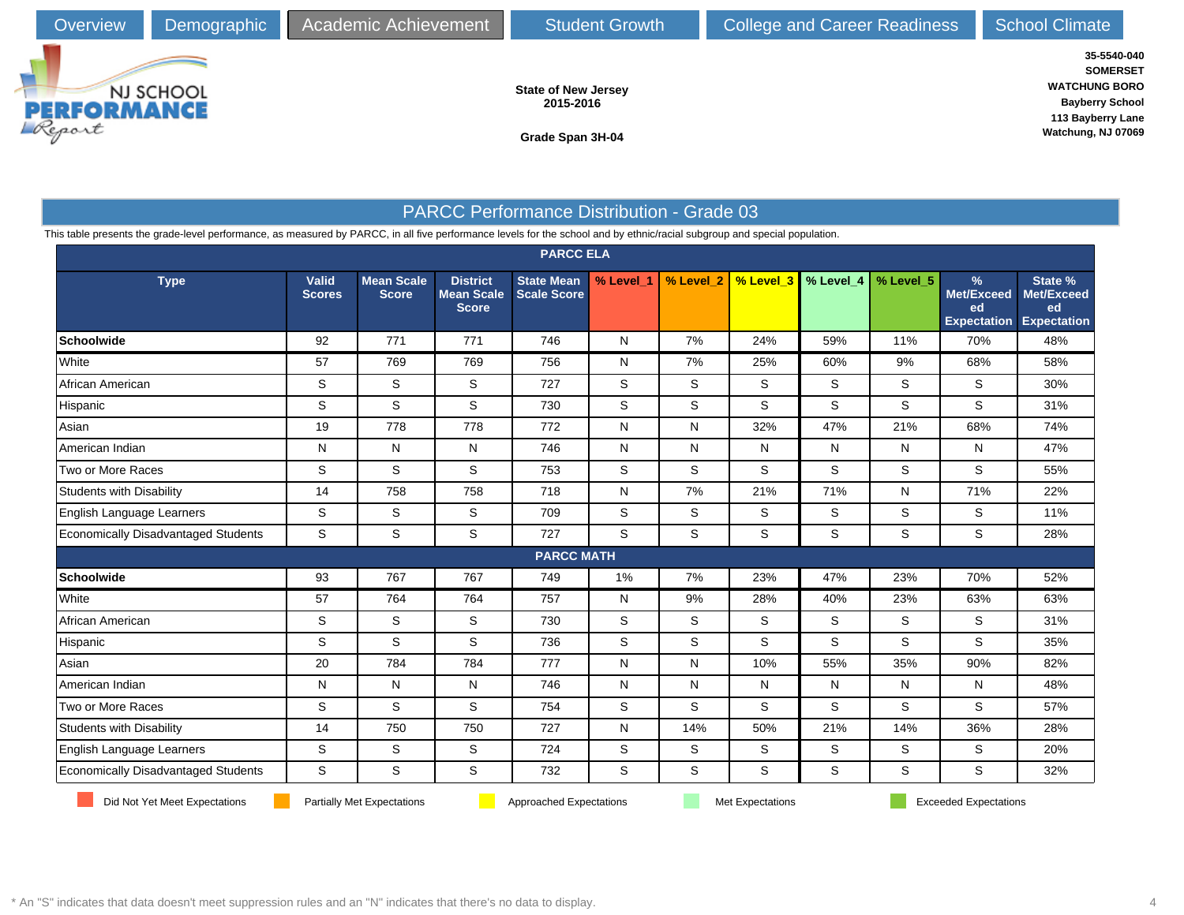Overview | Demographic | Academic Achievement | Student Growth | College and Career Readiness | School Climate

NJ SCHOOL PERFORMANCE Report

**State of New Jersey**
**2015-2016**

**Grade Span 3H-04**

**35-5540-040**
**SOMERSET**
**WATCHUNG BORO**
**Bayberry School**
**113 Bayberry Lane**
**Watchung, NJ 07069**

## PARCC Performance Distribution - Grade 03

This table presents the grade-level performance, as measured by PARCC, in all five performance levels for the school and by ethnic/racial subgroup and special population.

| Type | Valid Scores | Mean Scale Score | District Mean Scale Score | State Mean Scale Score | % Level_1 | % Level_2 | % Level_3 | % Level_4 | % Level_5 | % Met/Exceeded Expectation | State % Met/Exceeded Expectation |
|---|---|---|---|---|---|---|---|---|---|---|---|
| **PARCC ELA** | | | | | | | | | | | |
| **Schoolwide** | 92 | 771 | 771 | 746 | N | 7% | 24% | 59% | 11% | 70% | 48% |
| White | 57 | 769 | 769 | 756 | N | 7% | 25% | 60% | 9% | 68% | 58% |
| African American | S | S | S | 727 | S | S | S | S | S | S | 30% |
| Hispanic | S | S | S | 730 | S | S | S | S | S | S | 31% |
| Asian | 19 | 778 | 778 | 772 | N | N | 32% | 47% | 21% | 68% | 74% |
| American Indian | N | N | N | 746 | N | N | N | N | N | N | 47% |
| Two or More Races | S | S | S | 753 | S | S | S | S | S | S | 55% |
| Students with Disability | 14 | 758 | 758 | 718 | N | 7% | 21% | 71% | N | 71% | 22% |
| English Language Learners | S | S | S | 709 | S | S | S | S | S | S | 11% |
| Economically Disadvantaged Students | S | S | S | 727 | S | S | S | S | S | S | 28% |
| **PARCC MATH** | | | | | | | | | | | |
| **Schoolwide** | 93 | 767 | 767 | 749 | 1% | 7% | 23% | 47% | 23% | 70% | 52% |
| White | 57 | 764 | 764 | 757 | N | 9% | 28% | 40% | 23% | 63% | 63% |
| African American | S | S | S | 730 | S | S | S | S | S | S | 31% |
| Hispanic | S | S | S | 736 | S | S | S | S | S | S | 35% |
| Asian | 20 | 784 | 784 | 777 | N | N | 10% | 55% | 35% | 90% | 82% |
| American Indian | N | N | N | 746 | N | N | N | N | N | N | 48% |
| Two or More Races | S | S | S | 754 | S | S | S | S | S | S | 57% |
| Students with Disability | 14 | 750 | 750 | 727 | N | 14% | 50% | 21% | 14% | 36% | 28% |
| English Language Learners | S | S | S | 724 | S | S | S | S | S | S | 20% |
| Economically Disadvantaged Students | S | S | S | 732 | S | S | S | S | S | S | 32% |

Did Not Yet Meet Expectations | Partially Met Expectations | Approached Expectations | Met Expectations | Exceeded Expectations

* An "S" indicates that data doesn't meet suppression rules and an "N" indicates that there's no data to display.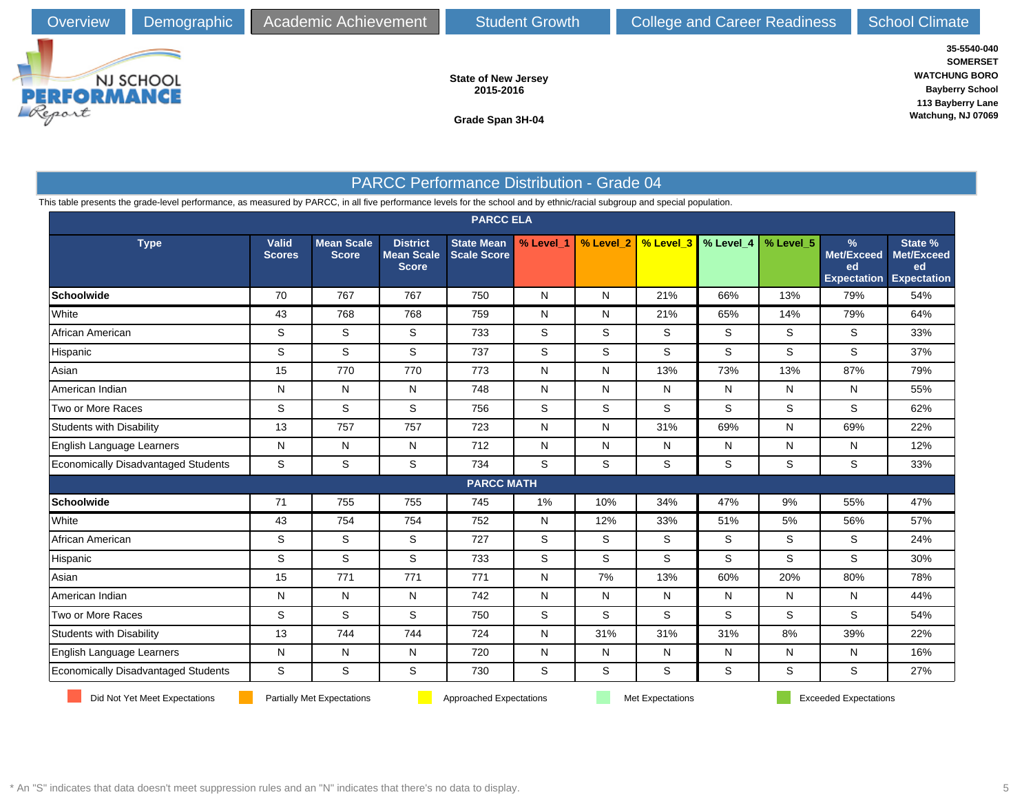Overview | Demographic | Academic Achievement | Student Growth | College and Career Readiness | School Climate

NJ SCHOOL PERFORMANCE Report

**State of New Jersey**
**2015-2016**

**Grade Span 3H-04**

**35-5540-040**
**SOMERSET**
**WATCHUNG BORO**
**Bayberry School**
**113 Bayberry Lane**
**Watchung, NJ 07069**

## PARCC Performance Distribution - Grade 04

This table presents the grade-level performance, as measured by PARCC, in all five performance levels for the school and by ethnic/racial subgroup and special population.

| Type | Valid Scores | Mean Scale Score | District Mean Scale Score | State Mean Scale Score | % Level_1 | % Level_2 | % Level_3 | % Level_4 | % Level_5 | % Met/Exceeded Expectation | State % Met/Exceeded Expectation |
|---|---|---|---|---|---|---|---|---|---|---|---|
| **PARCC ELA** | | | | | | | | | | | |
| **Schoolwide** | 70 | 767 | 767 | 750 | N | N | 21% | 66% | 13% | 79% | 54% |
| White | 43 | 768 | 768 | 759 | N | N | 21% | 65% | 14% | 79% | 64% |
| African American | S | S | S | 733 | S | S | S | S | S | S | 33% |
| Hispanic | S | S | S | 737 | S | S | S | S | S | S | 37% |
| Asian | 15 | 770 | 770 | 773 | N | N | 13% | 73% | 13% | 87% | 79% |
| American Indian | N | N | N | 748 | N | N | N | N | N | N | 55% |
| Two or More Races | S | S | S | 756 | S | S | S | S | S | S | 62% |
| Students with Disability | 13 | 757 | 757 | 723 | N | N | 31% | 69% | N | 69% | 22% |
| English Language Learners | N | N | N | 712 | N | N | N | N | N | N | 12% |
| Economically Disadvantaged Students | S | S | S | 734 | S | S | S | S | S | S | 33% |
| **PARCC MATH** | | | | | | | | | | | |
| **Schoolwide** | 71 | 755 | 755 | 745 | 1% | 10% | 34% | 47% | 9% | 55% | 47% |
| White | 43 | 754 | 754 | 752 | N | 12% | 33% | 51% | 5% | 56% | 57% |
| African American | S | S | S | 727 | S | S | S | S | S | S | 24% |
| Hispanic | S | S | S | 733 | S | S | S | S | S | S | 30% |
| Asian | 15 | 771 | 771 | 771 | N | 7% | 13% | 60% | 20% | 80% | 78% |
| American Indian | N | N | N | 742 | N | N | N | N | N | N | 44% |
| Two or More Races | S | S | S | 750 | S | S | S | S | S | S | 54% |
| Students with Disability | 13 | 744 | 744 | 724 | N | 31% | 31% | 31% | 8% | 39% | 22% |
| English Language Learners | N | N | N | 720 | N | N | N | N | N | N | 16% |
| Economically Disadvantaged Students | S | S | S | 730 | S | S | S | S | S | S | 27% |

Did Not Yet Meet Expectations | Partially Met Expectations | Approached Expectations | Met Expectations | Exceeded Expectations

* An "S" indicates that data doesn't meet suppression rules and an "N" indicates that there's no data to display.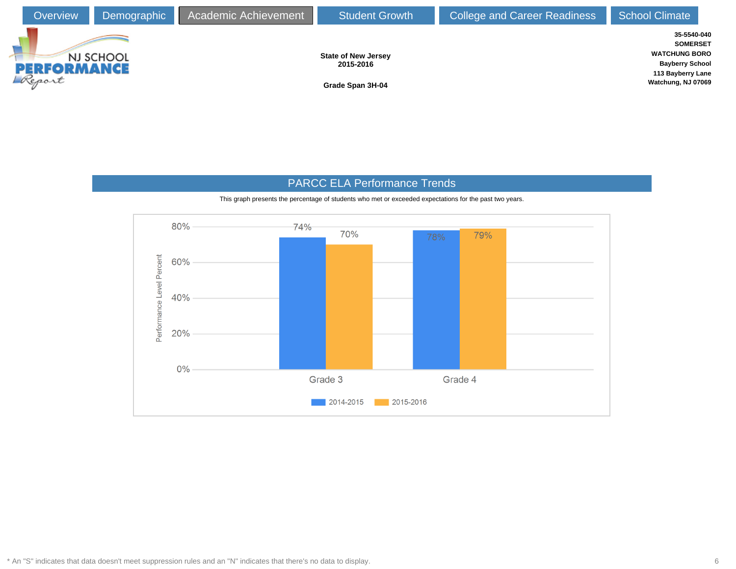Overview | Demographic | Academic Achievement | Student Growth | College and Career Readiness | School Climate

NJ SCHOOL PERFORMANCE Report

**State of New Jersey**
**2015-2016**

**Grade Span 3H-04**

**35-5540-040**
**SOMERSET**
**WATCHUNG BORO**
**Bayberry School**
**113 Bayberry Lane**
**Watchung, NJ 07069**

## PARCC ELA Performance Trends

This graph presents the percentage of students who met or exceeded expectations for the past two years.

| | 2014-2015 | 2015-2016 |
|---|---|---|
| Grade 3 | 74% | 70% |
| Grade 4 | 78% | 79% |

Performance Level Percent

* An "S" indicates that data doesn't meet suppression rules and an "N" indicates that there's no data to display.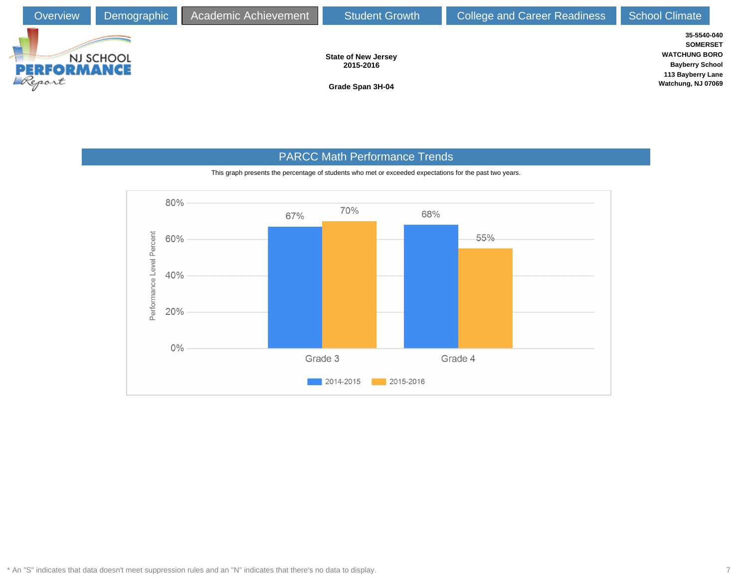Overview | Demographic | Academic Achievement | Student Growth | College and Career Readiness | School Climate

NJ SCHOOL PERFORMANCE Report

**State of New Jersey**
**2015-2016**

**Grade Span 3H-04**

**35-5540-040**
**SOMERSET**
**WATCHUNG BORO**
**Bayberry School**
**113 Bayberry Lane**
**Watchung, NJ 07069**

## PARCC Math Performance Trends

This graph presents the percentage of students who met or exceeded expectations for the past two years.

| | 2014-2015 | 2015-2016 |
|---|---|---|
| Grade 3 | 67% | 70% |
| Grade 4 | 68% | 55% |

\* An "S" indicates that data doesn't meet suppression rules and an "N" indicates that there's no data to display.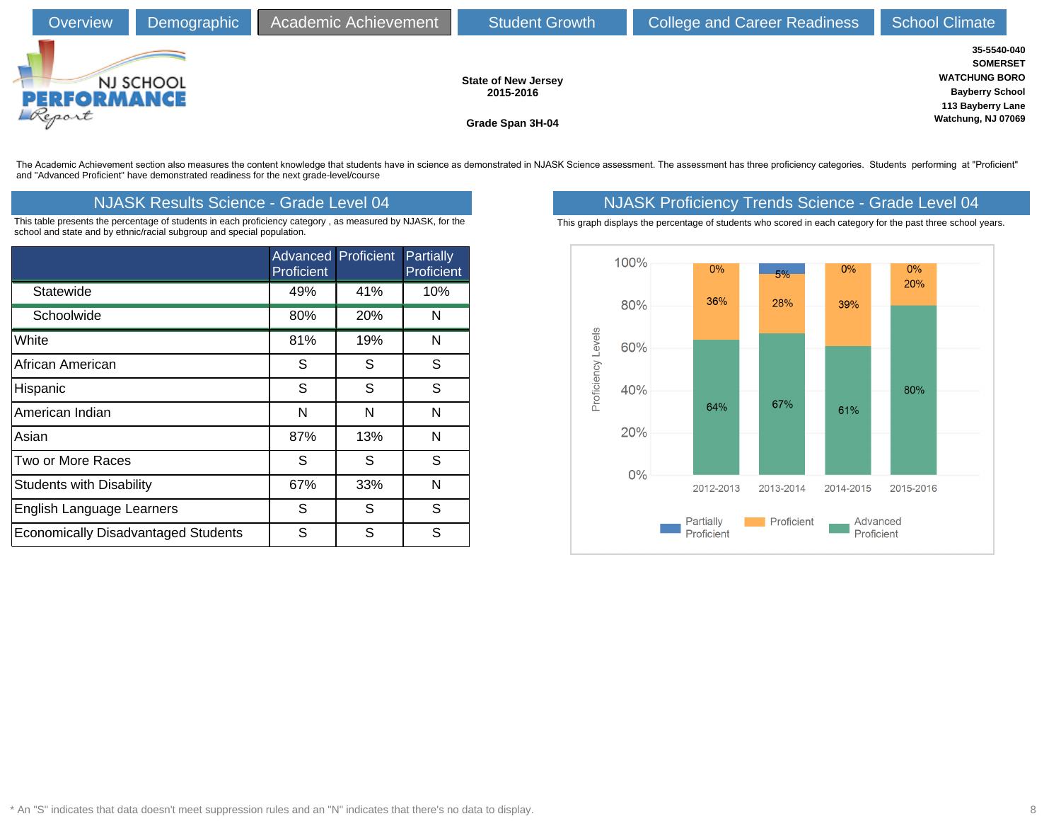Overview | Demographic | Academic Achievement | Student Growth | College and Career Readiness | School Climate

**State of New Jersey**
**2015-2016**

**Grade Span 3H-04**

**35-5540-040**
**SOMERSET**
**WATCHUNG BORO**
**Bayberry School**
**113 Bayberry Lane**
**Watchung, NJ 07069**

The Academic Achievement section also measures the content knowledge that students have in science as demonstrated in NJASK Science assessment. The assessment has three proficiency categories. Students performing at "Proficient" and "Advanced Proficient" have demonstrated readiness for the next grade-level/course

## NJASK Results Science - Grade Level 04

This table presents the percentage of students in each proficiency category , as measured by NJASK, for the school and state and by ethnic/racial subgroup and special population.

| | Advanced Proficient | Proficient | Partially Proficient |
|---|---|---|---|
| Statewide | 49% | 41% | 10% |
| Schoolwide | 80% | 20% | N |
| White | 81% | 19% | N |
| African American | S | S | S |
| Hispanic | S | S | S |
| American Indian | N | N | N |
| Asian | 87% | 13% | N |
| Two or More Races | S | S | S |
| Students with Disability | 67% | 33% | N |
| English Language Learners | S | S | S |
| Economically Disadvantaged Students | S | S | S |

## NJASK Proficiency Trends Science - Grade Level 04

This graph displays the percentage of students who scored in each category for the past three school years.

| | 2012-2013 | 2013-2014 | 2014-2015 | 2015-2016 |
|---|---|---|---|---|
| Partially Proficient | 0% | 5% | 0% | 0% |
| Proficient | 36% | 28% | 39% | 20% |
| Advanced Proficient | 64% | 67% | 61% | 80% |

* An "S" indicates that data doesn't meet suppression rules and an "N" indicates that there's no data to display.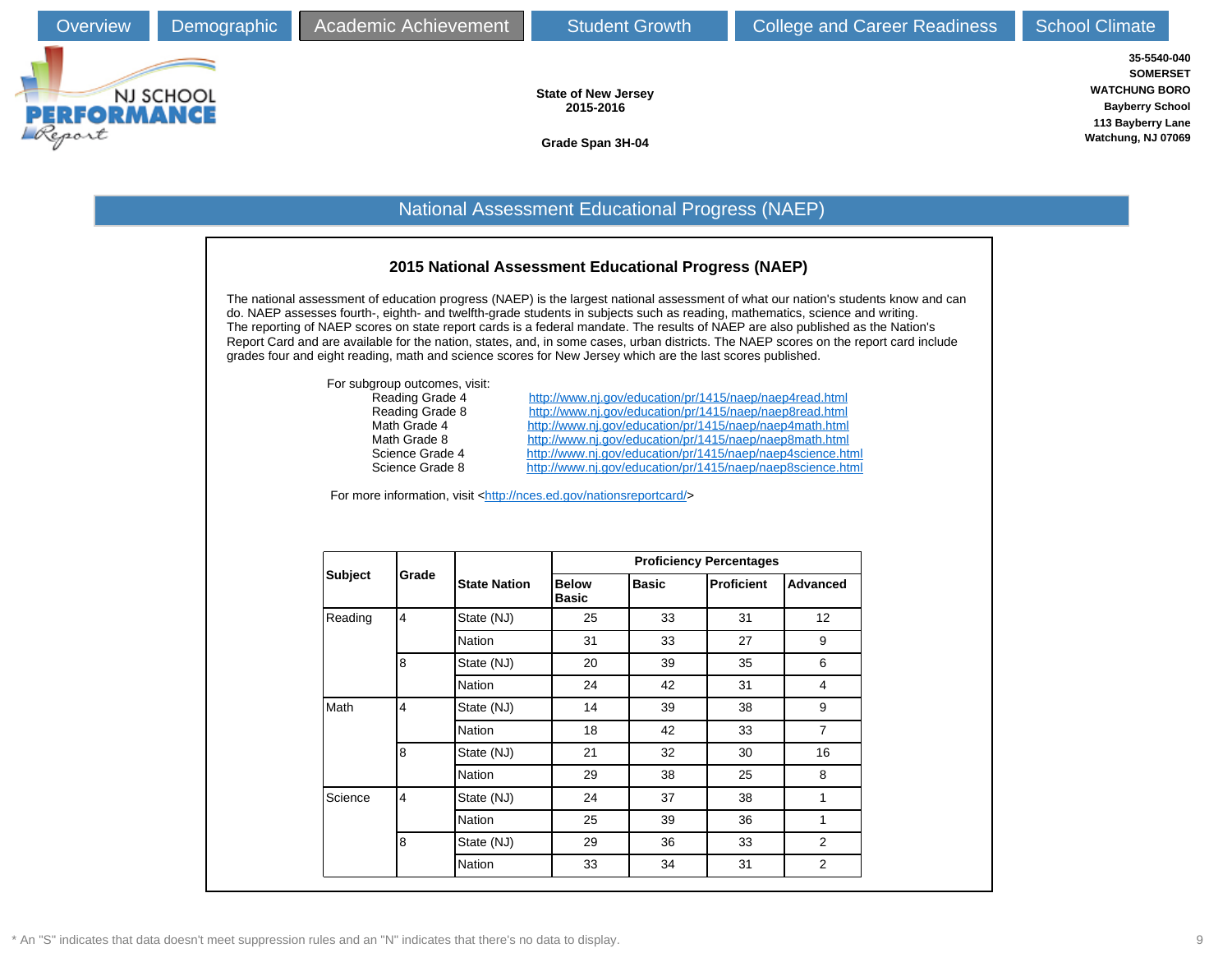Overview | Demographic | Academic Achievement | Student Growth | College and Career Readiness | School Climate

NJ SCHOOL PERFORMANCE Report

**State of New Jersey**
**2015-2016**

**Grade Span 3H-04**

**35-5540-040**
**SOMERSET**
**WATCHUNG BORO**
**Bayberry School**
**113 Bayberry Lane**
**Watchung, NJ 07069**

## National Assessment Educational Progress (NAEP)

### 2015 National Assessment Educational Progress (NAEP)

The national assessment of education progress (NAEP) is the largest national assessment of what our nation's students know and can do. NAEP assesses fourth-, eighth- and twelfth-grade students in subjects such as reading, mathematics, science and writing. The reporting of NAEP scores on state report cards is a federal mandate. The results of NAEP are also published as the Nation's Report Card and are available for the nation, states, and, in some cases, urban districts. The NAEP scores on the report card include grades four and eight reading, math and science scores for New Jersey which are the last scores published.

For subgroup outcomes, visit:

- Reading Grade 4 — http://www.nj.gov/education/pr/1415/naep/naep4read.html
- Reading Grade 8 — http://www.nj.gov/education/pr/1415/naep/naep8read.html
- Math Grade 4 — http://www.nj.gov/education/pr/1415/naep/naep4math.html
- Math Grade 8 — http://www.nj.gov/education/pr/1415/naep/naep8math.html
- Science Grade 4 — http://www.nj.gov/education/pr/1415/naep/naep4science.html
- Science Grade 8 — http://www.nj.gov/education/pr/1415/naep/naep8science.html

For more information, visit <http://nces.ed.gov/nationsreportcard/>

| Subject | Grade | State Nation | Proficiency Percentages | | | |
|---|---|---|---|---|---|---|
| | | | Below Basic | Basic | Proficient | Advanced |
| Reading | 4 | State (NJ) | 25 | 33 | 31 | 12 |
| | | Nation | 31 | 33 | 27 | 9 |
| | 8 | State (NJ) | 20 | 39 | 35 | 6 |
| | | Nation | 24 | 42 | 31 | 4 |
| Math | 4 | State (NJ) | 14 | 39 | 38 | 9 |
| | | Nation | 18 | 42 | 33 | 7 |
| | 8 | State (NJ) | 21 | 32 | 30 | 16 |
| | | Nation | 29 | 38 | 25 | 8 |
| Science | 4 | State (NJ) | 24 | 37 | 38 | 1 |
| | | Nation | 25 | 39 | 36 | 1 |
| | 8 | State (NJ) | 29 | 36 | 33 | 2 |
| | | Nation | 33 | 34 | 31 | 2 |

* An "S" indicates that data doesn't meet suppression rules and an "N" indicates that there's no data to display.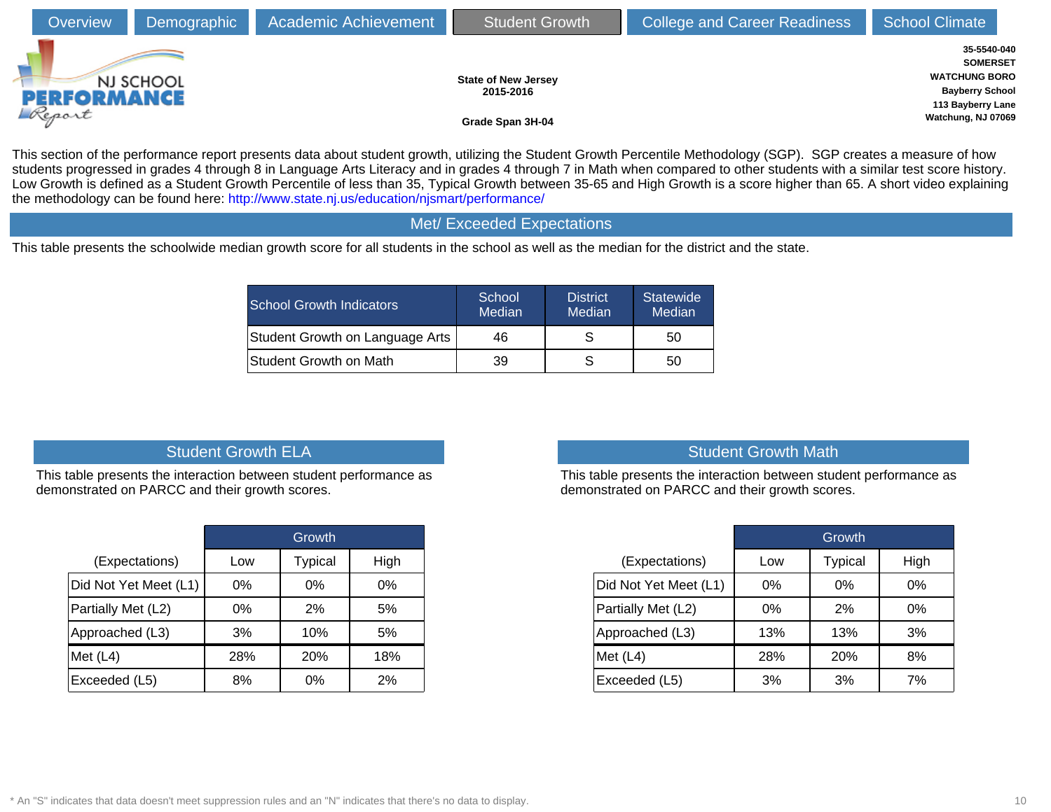Overview | Demographic | Academic Achievement | Student Growth | College and Career Readiness | School Climate

State of New Jersey
2015-2016

Grade Span 3H-04

35-5540-040
SOMERSET
WATCHUNG BORO
Bayberry School
113 Bayberry Lane
Watchung, NJ 07069

This section of the performance report presents data about student growth, utilizing the Student Growth Percentile Methodology (SGP). SGP creates a measure of how students progressed in grades 4 through 8 in Language Arts Literacy and in grades 4 through 7 in Math when compared to other students with a similar test score history. Low Growth is defined as a Student Growth Percentile of less than 35, Typical Growth between 35-65 and High Growth is a score higher than 65. A short video explaining the methodology can be found here: http://www.state.nj.us/education/njsmart/performance/

## Met/ Exceeded Expectations

This table presents the schoolwide median growth score for all students in the school as well as the median for the district and the state.

| School Growth Indicators | School Median | District Median | Statewide Median |
|---|---|---|---|
| Student Growth on Language Arts | 46 | S | 50 |
| Student Growth on Math | 39 | S | 50 |

## Student Growth ELA

This table presents the interaction between student performance as demonstrated on PARCC and their growth scores.

| | Growth | | |
|---|---|---|---|
| (Expectations) | Low | Typical | High |
| Did Not Yet Meet (L1) | 0% | 0% | 0% |
| Partially Met (L2) | 0% | 2% | 5% |
| Approached (L3) | 3% | 10% | 5% |
| Met (L4) | 28% | 20% | 18% |
| Exceeded (L5) | 8% | 0% | 2% |

## Student Growth Math

This table presents the interaction between student performance as demonstrated on PARCC and their growth scores.

| | Growth | | |
|---|---|---|---|
| (Expectations) | Low | Typical | High |
| Did Not Yet Meet (L1) | 0% | 0% | 0% |
| Partially Met (L2) | 0% | 2% | 0% |
| Approached (L3) | 13% | 13% | 3% |
| Met (L4) | 28% | 20% | 8% |
| Exceeded (L5) | 3% | 3% | 7% |

* An "S" indicates that data doesn't meet suppression rules and an "N" indicates that there's no data to display.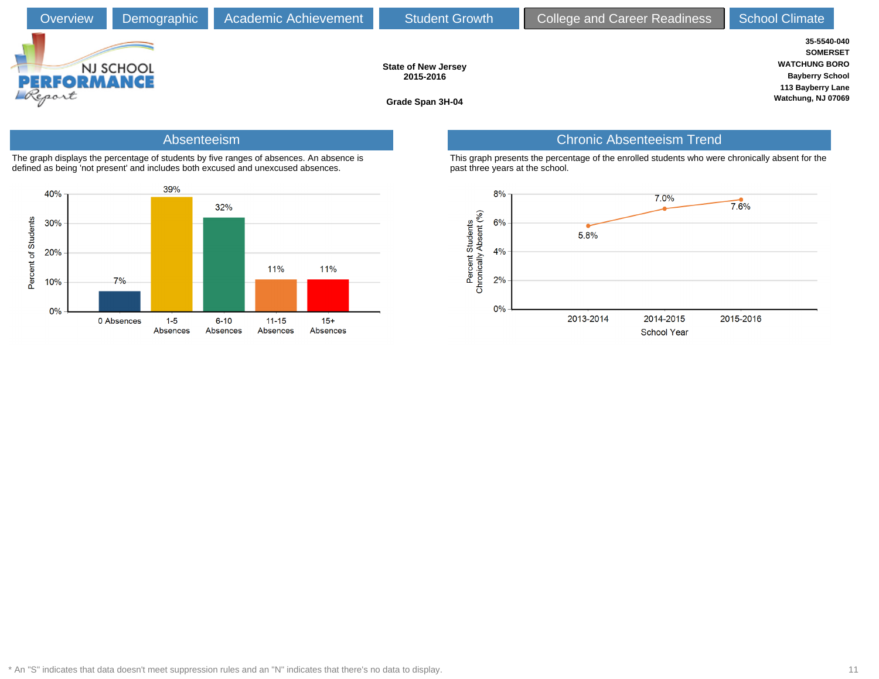Overview | Demographic | Academic Achievement | Student Growth | College and Career Readiness | School Climate

NJ SCHOOL PERFORMANCE Report

**State of New Jersey**
**2015-2016**

**Grade Span 3H-04**

**35-5540-040**
**SOMERSET**
**WATCHUNG BORO**
**Bayberry School**
**113 Bayberry Lane**
**Watchung, NJ 07069**

## Absenteeism

The graph displays the percentage of students by five ranges of absences. An absence is defined as being 'not present' and includes both excused and unexcused absences.

| Absences | Percent of Students |
|---|---|
| 0 Absences | 7% |
| 1-5 Absences | 39% |
| 6-10 Absences | 32% |
| 11-15 Absences | 11% |
| 15+ Absences | 11% |

## Chronic Absenteeism Trend

This graph presents the percentage of the enrolled students who were chronically absent for the past three years at the school.

| School Year | Percent Students Chronically Absent (%) |
|---|---|
| 2013-2014 | 5.8% |
| 2014-2015 | 7.0% |
| 2015-2016 | 7.6% |

* An "S" indicates that data doesn't meet suppression rules and an "N" indicates that there's no data to display.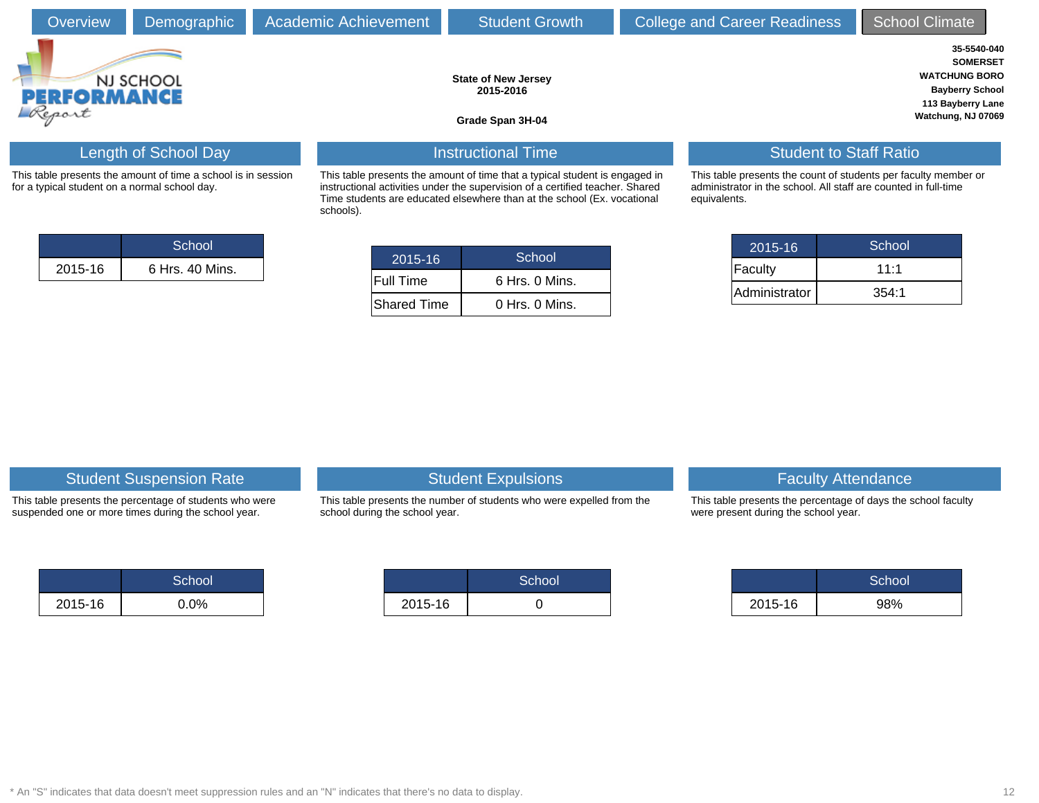Overview | Demographic | Academic Achievement | Student Growth | College and Career Readiness | School Climate

State of New Jersey
2015-2016

Grade Span 3H-04

35-5540-040
SOMERSET
WATCHUNG BORO
Bayberry School
113 Bayberry Lane
Watchung, NJ 07069

## Length of School Day

This table presents the amount of time a school is in session for a typical student on a normal school day.

| | School |
|---|---|
| 2015-16 | 6 Hrs. 40 Mins. |

## Instructional Time

This table presents the amount of time that a typical student is engaged in instructional activities under the supervision of a certified teacher. Shared Time students are educated elsewhere than at the school (Ex. vocational schools).

| 2015-16 | School |
|---|---|
| Full Time | 6 Hrs. 0 Mins. |
| Shared Time | 0 Hrs. 0 Mins. |

## Student to Staff Ratio

This table presents the count of students per faculty member or administrator in the school. All staff are counted in full-time equivalents.

| 2015-16 | School |
|---|---|
| Faculty | 11:1 |
| Administrator | 354:1 |

## Student Suspension Rate

This table presents the percentage of students who were suspended one or more times during the school year.

| | School |
|---|---|
| 2015-16 | 0.0% |

## Student Expulsions

This table presents the number of students who were expelled from the school during the school year.

| | School |
|---|---|
| 2015-16 | 0 |

## Faculty Attendance

This table presents the percentage of days the school faculty were present during the school year.

| | School |
|---|---|
| 2015-16 | 98% |

* An "S" indicates that data doesn't meet suppression rules and an "N" indicates that there's no data to display.